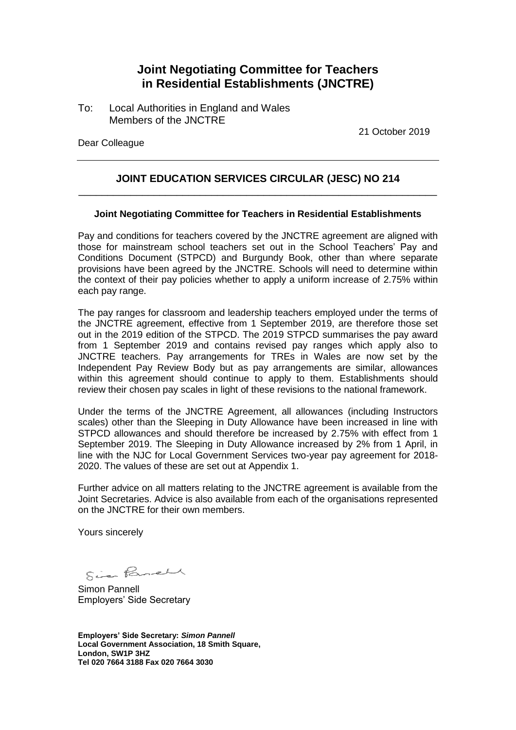# Joint Negotiating Committee for Teachers in Residential Establishments (JNCTRE)

To: Local Authorities in England and Wales
Members of the JNCTRE

21 October 2019

Dear Colleague

---

## JOINT EDUCATION SERVICES CIRCULAR (JESC) NO 214

---

**Joint Negotiating Committee for Teachers in Residential Establishments**

Pay and conditions for teachers covered by the JNCTRE agreement are aligned with those for mainstream school teachers set out in the School Teachers' Pay and Conditions Document (STPCD) and Burgundy Book, other than where separate provisions have been agreed by the JNCTRE. Schools will need to determine within the context of their pay policies whether to apply a uniform increase of 2.75% within each pay range.

The pay ranges for classroom and leadership teachers employed under the terms of the JNCTRE agreement, effective from 1 September 2019, are therefore those set out in the 2019 edition of the STPCD. The 2019 STPCD summarises the pay award from 1 September 2019 and contains revised pay ranges which apply also to JNCTRE teachers. Pay arrangements for TREs in Wales are now set by the Independent Pay Review Body but as pay arrangements are similar, allowances within this agreement should continue to apply to them. Establishments should review their chosen pay scales in light of these revisions to the national framework.

Under the terms of the JNCTRE Agreement, all allowances (including Instructors scales) other than the Sleeping in Duty Allowance have been increased in line with STPCD allowances and should therefore be increased by 2.75% with effect from 1 September 2019. The Sleeping in Duty Allowance increased by 2% from 1 April, in line with the NJC for Local Government Services two-year pay agreement for 2018-2020. The values of these are set out at Appendix 1.

Further advice on all matters relating to the JNCTRE agreement is available from the Joint Secretaries. Advice is also available from each of the organisations represented on the JNCTRE for their own members.

Yours sincerely

Simon Pannell
Employers' Side Secretary

**Employers' Side Secretary:** ***Simon Pannell***
**Local Government Association, 18 Smith Square,**
**London, SW1P 3HZ**
**Tel 020 7664 3188 Fax 020 7664 3030**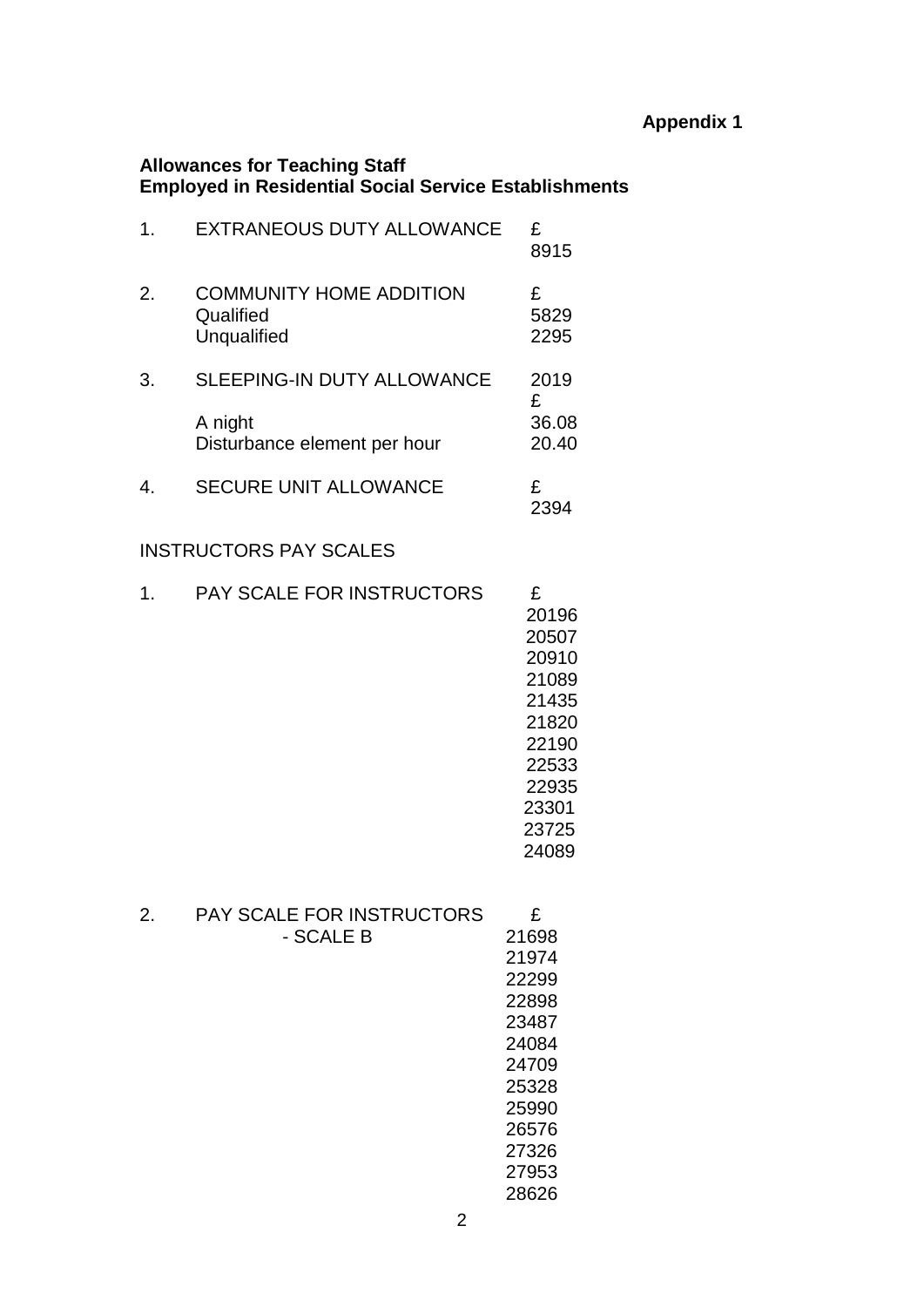**Appendix 1**

**Allowances for Teaching Staff**
**Employed in Residential Social Service Establishments**

| | | |
|---|---|---|
| 1. | EXTRANEOUS DUTY ALLOWANCE | £<br>8915 |
| 2. | COMMUNITY HOME ADDITION | £ |
| | Qualified | 5829 |
| | Unqualified | 2295 |
| 3. | SLEEPING-IN DUTY ALLOWANCE | 2019<br>£ |
| | A night | 36.08 |
| | Disturbance element per hour | 20.40 |
| 4. | SECURE UNIT ALLOWANCE | £<br>2394 |

INSTRUCTORS PAY SCALES

| | | |
|---|---|---|
| 1. | PAY SCALE FOR INSTRUCTORS | £ |
| | | 20196 |
| | | 20507 |
| | | 20910 |
| | | 21089 |
| | | 21435 |
| | | 21820 |
| | | 22190 |
| | | 22533 |
| | | 22935 |
| | | 23301 |
| | | 23725 |
| | | 24089 |

| | | |
|---|---|---|
| 2. | PAY SCALE FOR INSTRUCTORS - SCALE B | £ |
| | | 21698 |
| | | 21974 |
| | | 22299 |
| | | 22898 |
| | | 23487 |
| | | 24084 |
| | | 24709 |
| | | 25328 |
| | | 25990 |
| | | 26576 |
| | | 27326 |
| | | 27953 |
| | | 28626 |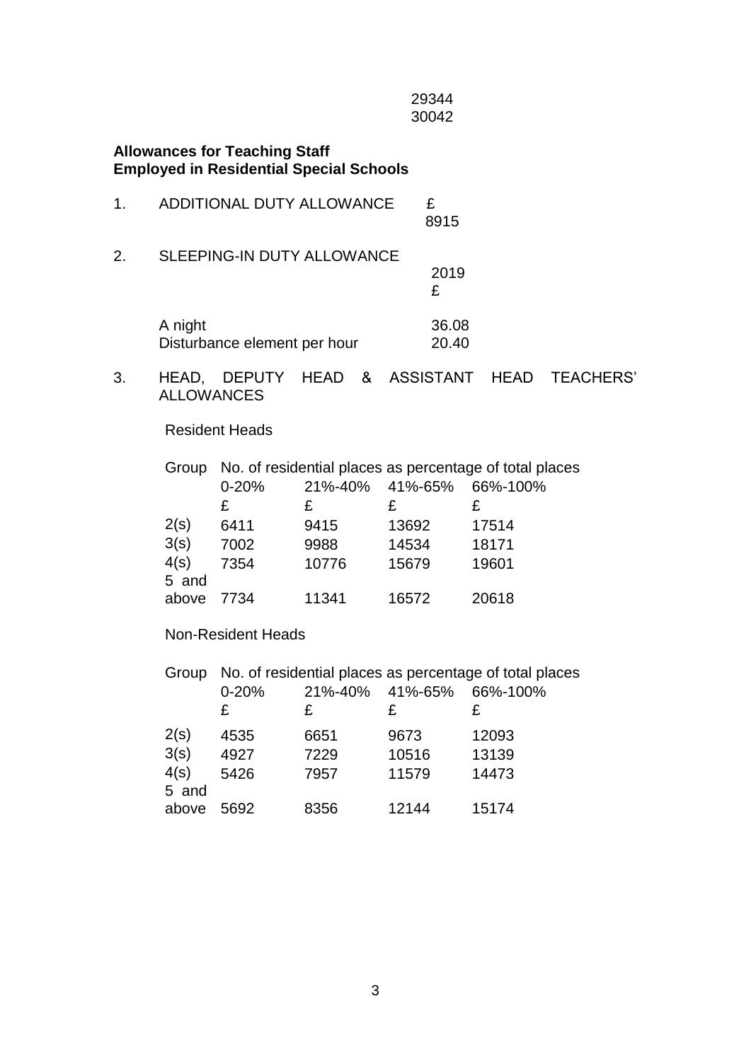29344
30042

**Allowances for Teaching Staff**
**Employed in Residential Special Schools**

1. ADDITIONAL DUTY ALLOWANCE £ 8915

2. SLEEPING-IN DUTY ALLOWANCE

| | 2019 £ |
|---|---|
| A night | 36.08 |
| Disturbance element per hour | 20.40 |

3. HEAD, DEPUTY HEAD & ASSISTANT HEAD TEACHERS' ALLOWANCES

Resident Heads

| Group | No. of residential places as percentage of total places | | | |
|---|---|---|---|---|
| | 0-20% | 21%-40% | 41%-65% | 66%-100% |
| | £ | £ | £ | £ |
| 2(s) | 6411 | 9415 | 13692 | 17514 |
| 3(s) | 7002 | 9988 | 14534 | 18171 |
| 4(s) | 7354 | 10776 | 15679 | 19601 |
| 5 and above | 7734 | 11341 | 16572 | 20618 |

Non-Resident Heads

| Group | No. of residential places as percentage of total places | | | |
|---|---|---|---|---|
| | 0-20% | 21%-40% | 41%-65% | 66%-100% |
| | £ | £ | £ | £ |
| 2(s) | 4535 | 6651 | 9673 | 12093 |
| 3(s) | 4927 | 7229 | 10516 | 13139 |
| 4(s) | 5426 | 7957 | 11579 | 14473 |
| 5 and above | 5692 | 8356 | 12144 | 15174 |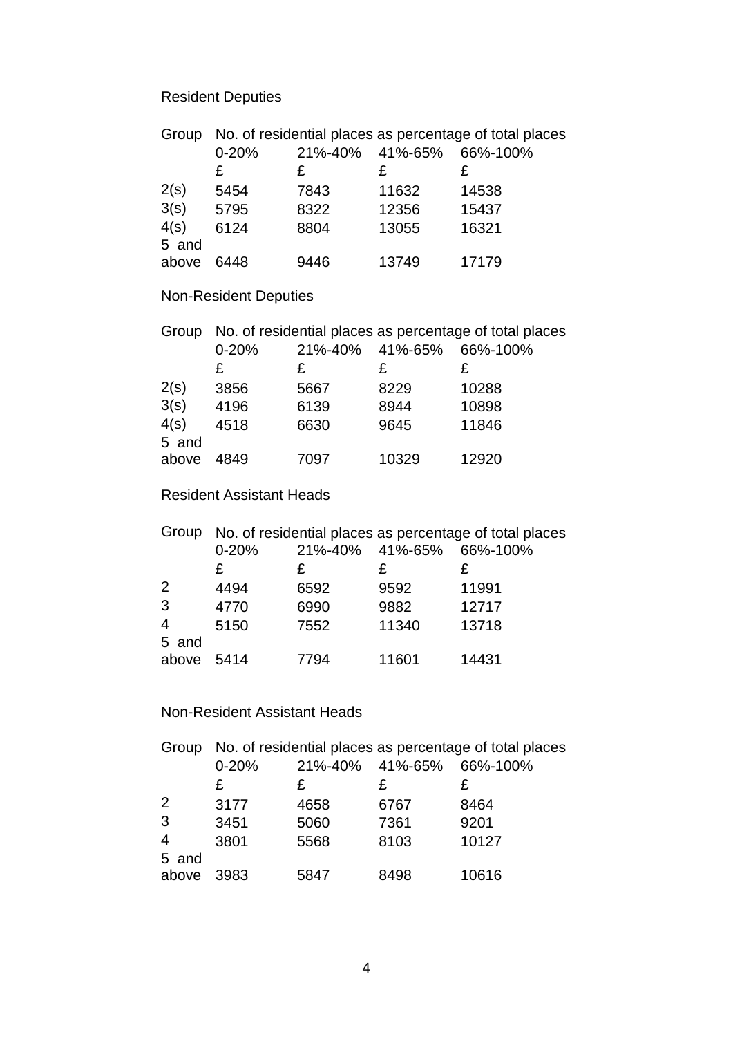Resident Deputies

| Group | No. of residential places as percentage of total places | | | |
|---|---|---|---|---|
| | 0-20% | 21%-40% | 41%-65% | 66%-100% |
| | £ | £ | £ | £ |
| 2(s) | 5454 | 7843 | 11632 | 14538 |
| 3(s) | 5795 | 8322 | 12356 | 15437 |
| 4(s) | 6124 | 8804 | 13055 | 16321 |
| 5 and above | 6448 | 9446 | 13749 | 17179 |

Non-Resident Deputies

| Group | No. of residential places as percentage of total places | | | |
|---|---|---|---|---|
| | 0-20% | 21%-40% | 41%-65% | 66%-100% |
| | £ | £ | £ | £ |
| 2(s) | 3856 | 5667 | 8229 | 10288 |
| 3(s) | 4196 | 6139 | 8944 | 10898 |
| 4(s) | 4518 | 6630 | 9645 | 11846 |
| 5 and above | 4849 | 7097 | 10329 | 12920 |

Resident Assistant Heads

| Group | No. of residential places as percentage of total places | | | |
|---|---|---|---|---|
| | 0-20% | 21%-40% | 41%-65% | 66%-100% |
| | £ | £ | £ | £ |
| 2 | 4494 | 6592 | 9592 | 11991 |
| 3 | 4770 | 6990 | 9882 | 12717 |
| 4 | 5150 | 7552 | 11340 | 13718 |
| 5 and above | 5414 | 7794 | 11601 | 14431 |

Non-Resident Assistant Heads

| Group | No. of residential places as percentage of total places | | | |
|---|---|---|---|---|
| | 0-20% | 21%-40% | 41%-65% | 66%-100% |
| | £ | £ | £ | £ |
| 2 | 3177 | 4658 | 6767 | 8464 |
| 3 | 3451 | 5060 | 7361 | 9201 |
| 4 | 3801 | 5568 | 8103 | 10127 |
| 5 and above | 3983 | 5847 | 8498 | 10616 |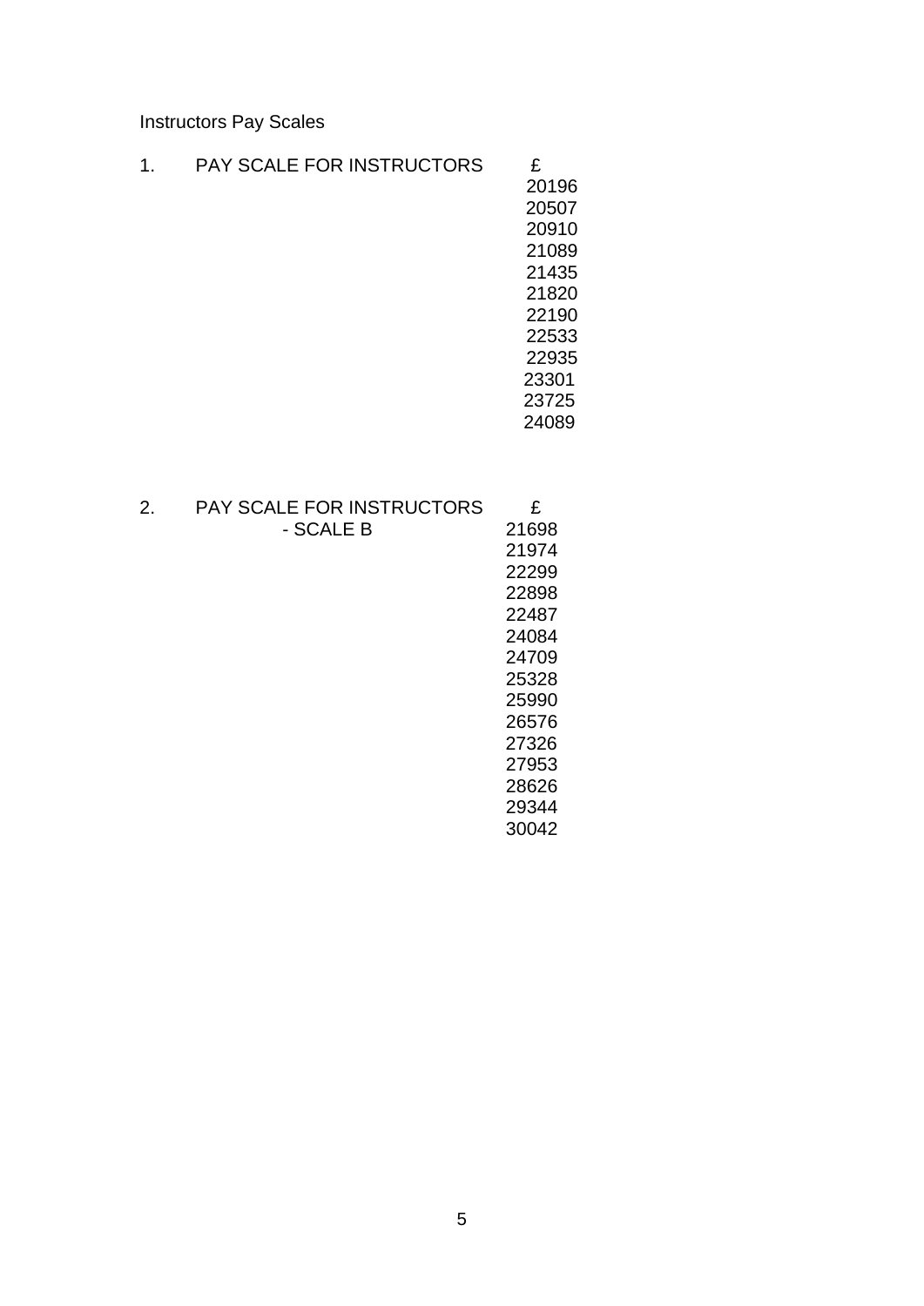Instructors Pay Scales

1. PAY SCALE FOR INSTRUCTORS

| | £ |
|---|---|
| | 20196 |
| | 20507 |
| | 20910 |
| | 21089 |
| | 21435 |
| | 21820 |
| | 22190 |
| | 22533 |
| | 22935 |
| | 23301 |
| | 23725 |
| | 24089 |

2. PAY SCALE FOR INSTRUCTORS - SCALE B

| | £ |
|---|---|
| | 21698 |
| | 21974 |
| | 22299 |
| | 22898 |
| | 22487 |
| | 24084 |
| | 24709 |
| | 25328 |
| | 25990 |
| | 26576 |
| | 27326 |
| | 27953 |
| | 28626 |
| | 29344 |
| | 30042 |